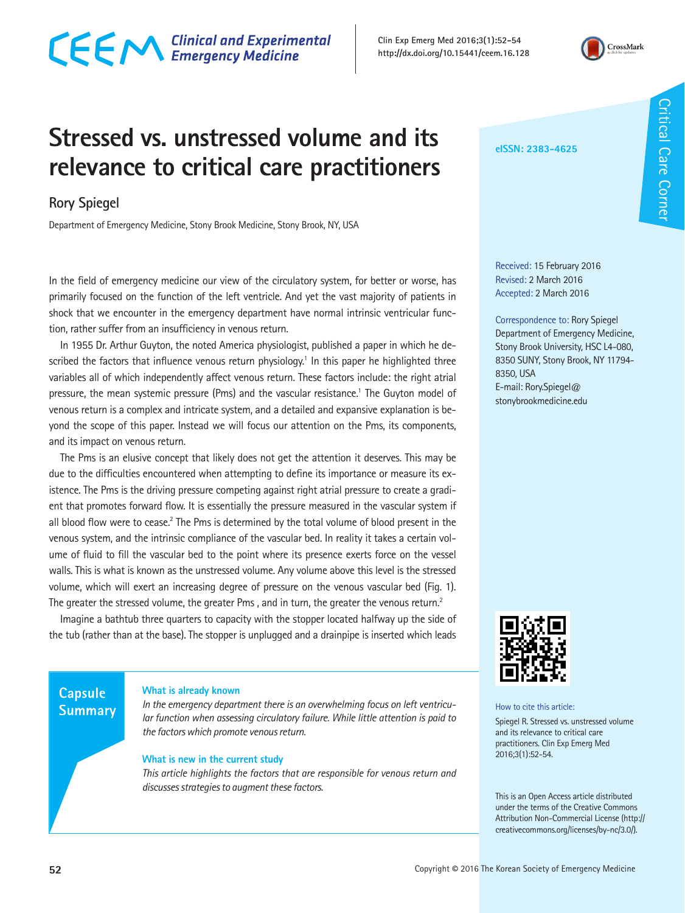Critical Care Corner

# Stressed vs. unstressed volume and its relevance to critical care practitioners

**Rory Spiegel**

Department of Emergency Medicine, Stony Brook Medicine, Stony Brook, NY, USA

eISSN: 2383-4625

Received: 15 February 2016
Revised: 2 March 2016
Accepted: 2 March 2016

Correspondence to: Rory Spiegel
Department of Emergency Medicine, Stony Brook University, HSC L4-080, 8350 SUNY, Stony Brook, NY 11794-8350, USA
E-mail: Rory.Spiegel@stonybrookmedicine.edu

How to cite this article:
Spiegel R. Stressed vs. unstressed volume and its relevance to critical care practitioners. Clin Exp Emerg Med 2016;3(1):52-54.

This is an Open Access article distributed under the terms of the Creative Commons Attribution Non-Commercial License (http://creativecommons.org/licenses/by-nc/3.0/).

In the field of emergency medicine our view of the circulatory system, for better or worse, has primarily focused on the function of the left ventricle. And yet the vast majority of patients in shock that we encounter in the emergency department have normal intrinsic ventricular function, rather suffer from an insufficiency in venous return.

In 1955 Dr. Arthur Guyton, the noted America physiologist, published a paper in which he described the factors that influence venous return physiology.[1] In this paper he highlighted three variables all of which independently affect venous return. These factors include: the right atrial pressure, the mean systemic pressure (Pms) and the vascular resistance.[1] The Guyton model of venous return is a complex and intricate system, and a detailed and expansive explanation is beyond the scope of this paper. Instead we will focus our attention on the Pms, its components, and its impact on venous return.

The Pms is an elusive concept that likely does not get the attention it deserves. This may be due to the difficulties encountered when attempting to define its importance or measure its existence. The Pms is the driving pressure competing against right atrial pressure to create a gradient that promotes forward flow. It is essentially the pressure measured in the vascular system if all blood flow were to cease.[2] The Pms is determined by the total volume of blood present in the venous system, and the intrinsic compliance of the vascular bed. In reality it takes a certain volume of fluid to fill the vascular bed to the point where its presence exerts force on the vessel walls. This is what is known as the unstressed volume. Any volume above this level is the stressed volume, which will exert an increasing degree of pressure on the venous vascular bed (Fig. 1). The greater the stressed volume, the greater Pms , and in turn, the greater the venous return.[2]

Imagine a bathtub three quarters to capacity with the stopper located halfway up the side of the tub (rather than at the base). The stopper is unplugged and a drainpipe is inserted which leads

## Capsule Summary

**What is already known**

*In the emergency department there is an overwhelming focus on left ventricular function when assessing circulatory failure. While little attention is paid to the factors which promote venous return.*

**What is new in the current study**

*This article highlights the factors that are responsible for venous return and discusses strategies to augment these factors.*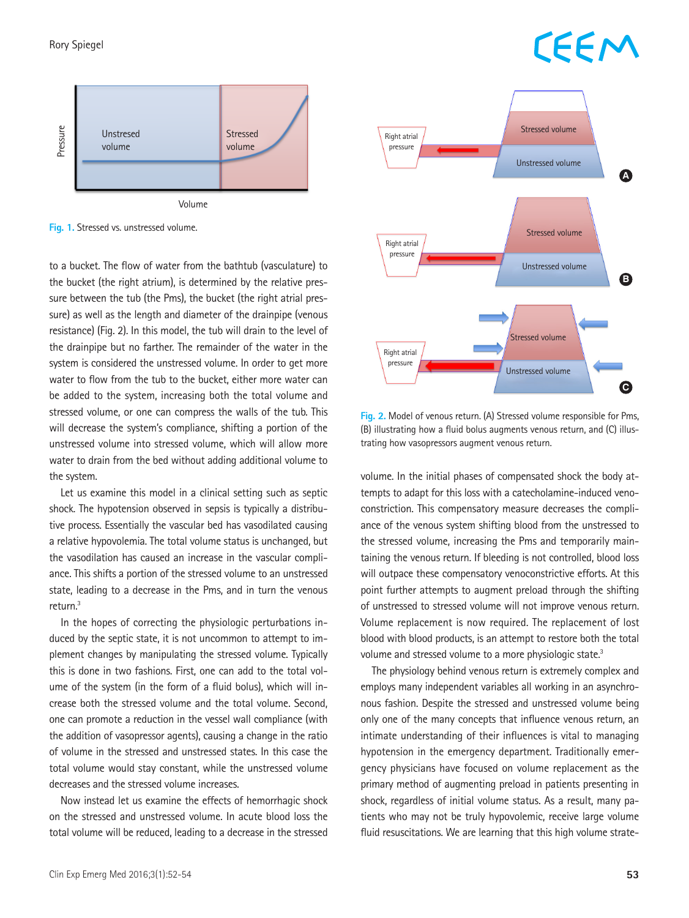Fig. 1. Stressed vs. unstressed volume.

to a bucket. The flow of water from the bathtub (vasculature) to the bucket (the right atrium), is determined by the relative pressure between the tub (the Pms), the bucket (the right atrial pressure) as well as the length and diameter of the drainpipe (venous resistance) (Fig. 2). In this model, the tub will drain to the level of the drainpipe but no farther. The remainder of the water in the system is considered the unstressed volume. In order to get more water to flow from the tub to the bucket, either more water can be added to the system, increasing both the total volume and stressed volume, or one can compress the walls of the tub. This will decrease the system's compliance, shifting a portion of the unstressed volume into stressed volume, which will allow more water to drain from the bed without adding additional volume to the system.

Let us examine this model in a clinical setting such as septic shock. The hypotension observed in sepsis is typically a distributive process. Essentially the vascular bed has vasodilated causing a relative hypovolemia. The total volume status is unchanged, but the vasodilation has caused an increase in the vascular compliance. This shifts a portion of the stressed volume to an unstressed state, leading to a decrease in the Pms, and in turn the venous return.[3]

In the hopes of correcting the physiologic perturbations induced by the septic state, it is not uncommon to attempt to implement changes by manipulating the stressed volume. Typically this is done in two fashions. First, one can add to the total volume of the system (in the form of a fluid bolus), which will increase both the stressed volume and the total volume. Second, one can promote a reduction in the vessel wall compliance (with the addition of vasopressor agents), causing a change in the ratio of volume in the stressed and unstressed states. In this case the total volume would stay constant, while the unstressed volume decreases and the stressed volume increases.

Now instead let us examine the effects of hemorrhagic shock on the stressed and unstressed volume. In acute blood loss the total volume will be reduced, leading to a decrease in the stressed volume. In the initial phases of compensated shock the body attempts to adapt for this loss with a catecholamine-induced venoconstriction. This compensatory measure decreases the compliance of the venous system shifting blood from the unstressed to the stressed volume, increasing the Pms and temporarily maintaining the venous return. If bleeding is not controlled, blood loss will outpace these compensatory venoconstrictive efforts. At this point further attempts to augment preload through the shifting of unstressed to stressed volume will not improve venous return. Volume replacement is now required. The replacement of lost blood with blood products, is an attempt to restore both the total volume and stressed volume to a more physiologic state.[3]

Fig. 2. Model of venous return. (A) Stressed volume responsible for Pms, (B) illustrating how a fluid bolus augments venous return, and (C) illustrating how vasopressors augment venous return.

The physiology behind venous return is extremely complex and employs many independent variables all working in an asynchronous fashion. Despite the stressed and unstressed volume being only one of the many concepts that influence venous return, an intimate understanding of their influences is vital to managing hypotension in the emergency department. Traditionally emergency physicians have focused on volume replacement as the primary method of augmenting preload in patients presenting in shock, regardless of initial volume status. As a result, many patients who may not be truly hypovolemic, receive large volume fluid resuscitations. We are learning that this high volume strate-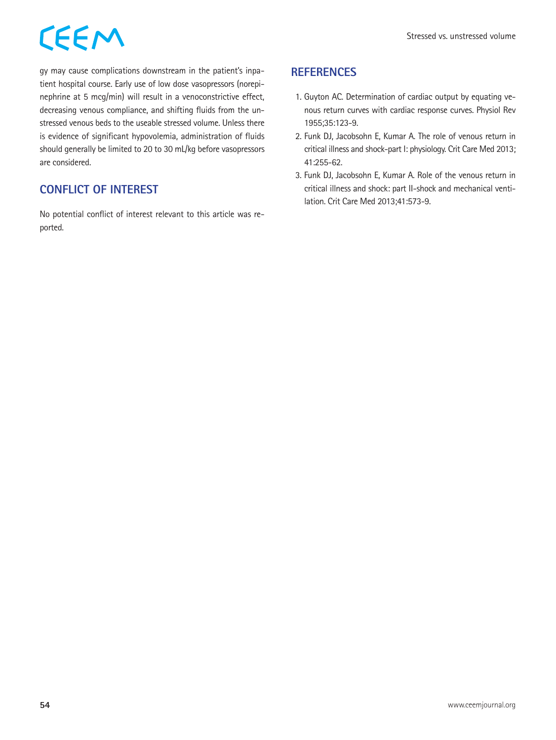gy may cause complications downstream in the patient's inpatient hospital course. Early use of low dose vasopressors (norepinephrine at 5 mcg/min) will result in a venoconstrictive effect, decreasing venous compliance, and shifting fluids from the unstressed venous beds to the useable stressed volume. Unless there is evidence of significant hypovolemia, administration of fluids should generally be limited to 20 to 30 mL/kg before vasopressors are considered.

## CONFLICT OF INTEREST

No potential conflict of interest relevant to this article was reported.

## REFERENCES

1. Guyton AC. Determination of cardiac output by equating venous return curves with cardiac response curves. Physiol Rev 1955;35:123-9.
2. Funk DJ, Jacobsohn E, Kumar A. The role of venous return in critical illness and shock-part I: physiology. Crit Care Med 2013; 41:255-62.
3. Funk DJ, Jacobsohn E, Kumar A. Role of the venous return in critical illness and shock: part II-shock and mechanical ventilation. Crit Care Med 2013;41:573-9.